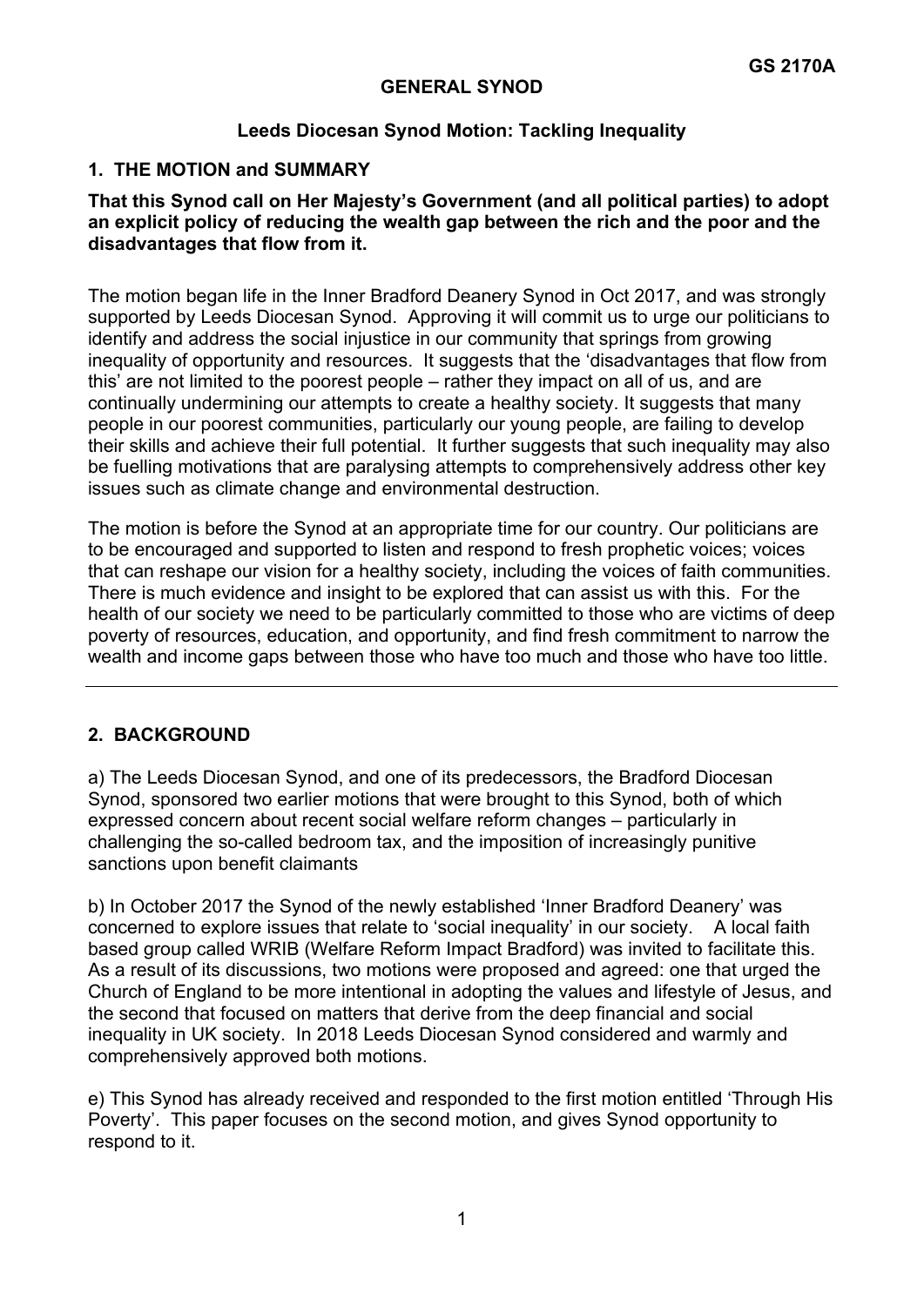**GS 2170A**

# GENERAL SYNOD

## Leeds Diocesan Synod Motion: Tackling Inequality

## 1. THE MOTION and SUMMARY

**That this Synod call on Her Majesty's Government (and all political parties) to adopt an explicit policy of reducing the wealth gap between the rich and the poor and the disadvantages that flow from it.**

The motion began life in the Inner Bradford Deanery Synod in Oct 2017, and was strongly supported by Leeds Diocesan Synod. Approving it will commit us to urge our politicians to identify and address the social injustice in our community that springs from growing inequality of opportunity and resources. It suggests that the 'disadvantages that flow from this' are not limited to the poorest people – rather they impact on all of us, and are continually undermining our attempts to create a healthy society. It suggests that many people in our poorest communities, particularly our young people, are failing to develop their skills and achieve their full potential. It further suggests that such inequality may also be fuelling motivations that are paralysing attempts to comprehensively address other key issues such as climate change and environmental destruction.

The motion is before the Synod at an appropriate time for our country. Our politicians are to be encouraged and supported to listen and respond to fresh prophetic voices; voices that can reshape our vision for a healthy society, including the voices of faith communities. There is much evidence and insight to be explored that can assist us with this. For the health of our society we need to be particularly committed to those who are victims of deep poverty of resources, education, and opportunity, and find fresh commitment to narrow the wealth and income gaps between those who have too much and those who have too little.

---

## 2. BACKGROUND

a) The Leeds Diocesan Synod, and one of its predecessors, the Bradford Diocesan Synod, sponsored two earlier motions that were brought to this Synod, both of which expressed concern about recent social welfare reform changes – particularly in challenging the so-called bedroom tax, and the imposition of increasingly punitive sanctions upon benefit claimants

b) In October 2017 the Synod of the newly established 'Inner Bradford Deanery' was concerned to explore issues that relate to 'social inequality' in our society. A local faith based group called WRIB (Welfare Reform Impact Bradford) was invited to facilitate this. As a result of its discussions, two motions were proposed and agreed: one that urged the Church of England to be more intentional in adopting the values and lifestyle of Jesus, and the second that focused on matters that derive from the deep financial and social inequality in UK society. In 2018 Leeds Diocesan Synod considered and warmly and comprehensively approved both motions.

e) This Synod has already received and responded to the first motion entitled 'Through His Poverty'. This paper focuses on the second motion, and gives Synod opportunity to respond to it.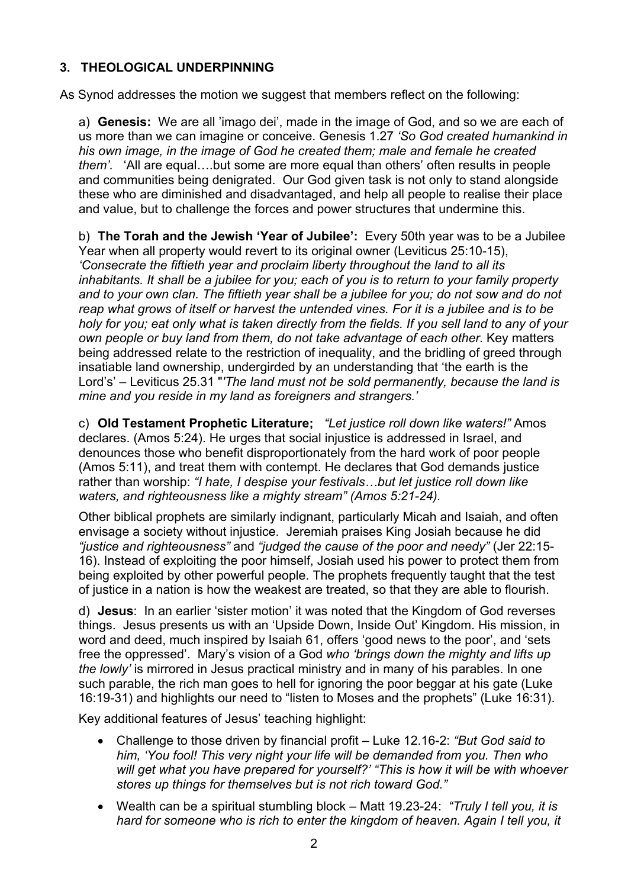## 3. THEOLOGICAL UNDERPINNING

As Synod addresses the motion we suggest that members reflect on the following:

a) **Genesis:** We are all 'imago dei', made in the image of God, and so we are each of us more than we can imagine or conceive. Genesis 1.27 *'So God created humankind in his own image, in the image of God he created them; male and female he created them'.* 'All are equal….but some are more equal than others' often results in people and communities being denigrated. Our God given task is not only to stand alongside these who are diminished and disadvantaged, and help all people to realise their place and value, but to challenge the forces and power structures that undermine this.

b) **The Torah and the Jewish 'Year of Jubilee':** Every 50th year was to be a Jubilee Year when all property would revert to its original owner (Leviticus 25:10-15), *'Consecrate the fiftieth year and proclaim liberty throughout the land to all its inhabitants. It shall be a jubilee for you; each of you is to return to your family property and to your own clan. The fiftieth year shall be a jubilee for you; do not sow and do not reap what grows of itself or harvest the untended vines. For it is a jubilee and is to be holy for you; eat only what is taken directly from the fields. If you sell land to any of your own people or buy land from them, do not take advantage of each other.* Key matters being addressed relate to the restriction of inequality, and the bridling of greed through insatiable land ownership, undergirded by an understanding that 'the earth is the Lord's' – Leviticus 25.31 "*'The land must not be sold permanently, because the land is mine and you reside in my land as foreigners and strangers.'*

c) **Old Testament Prophetic Literature;** *"Let justice roll down like waters!"* Amos declares. (Amos 5:24). He urges that social injustice is addressed in Israel, and denounces those who benefit disproportionately from the hard work of poor people (Amos 5:11), and treat them with contempt. He declares that God demands justice rather than worship: *"I hate, I despise your festivals…but let justice roll down like waters, and righteousness like a mighty stream" (Amos 5:21-24).*

Other biblical prophets are similarly indignant, particularly Micah and Isaiah, and often envisage a society without injustice. Jeremiah praises King Josiah because he did *"justice and righteousness"* and *"judged the cause of the poor and needy"* (Jer 22:15-16). Instead of exploiting the poor himself, Josiah used his power to protect them from being exploited by other powerful people. The prophets frequently taught that the test of justice in a nation is how the weakest are treated, so that they are able to flourish.

d) **Jesus**: In an earlier 'sister motion' it was noted that the Kingdom of God reverses things. Jesus presents us with an 'Upside Down, Inside Out' Kingdom. His mission, in word and deed, much inspired by Isaiah 61, offers 'good news to the poor', and 'sets free the oppressed'. Mary's vision of a God *who 'brings down the mighty and lifts up the lowly'* is mirrored in Jesus practical ministry and in many of his parables. In one such parable, the rich man goes to hell for ignoring the poor beggar at his gate (Luke 16:19-31) and highlights our need to "listen to Moses and the prophets" (Luke 16:31).

Key additional features of Jesus' teaching highlight:

- Challenge to those driven by financial profit – Luke 12.16-2: *"But God said to him, 'You fool! This very night your life will be demanded from you. Then who will get what you have prepared for yourself?' "This is how it will be with whoever stores up things for themselves but is not rich toward God."*
- Wealth can be a spiritual stumbling block – Matt 19.23-24: *"Truly I tell you, it is hard for someone who is rich to enter the kingdom of heaven. Again I tell you, it*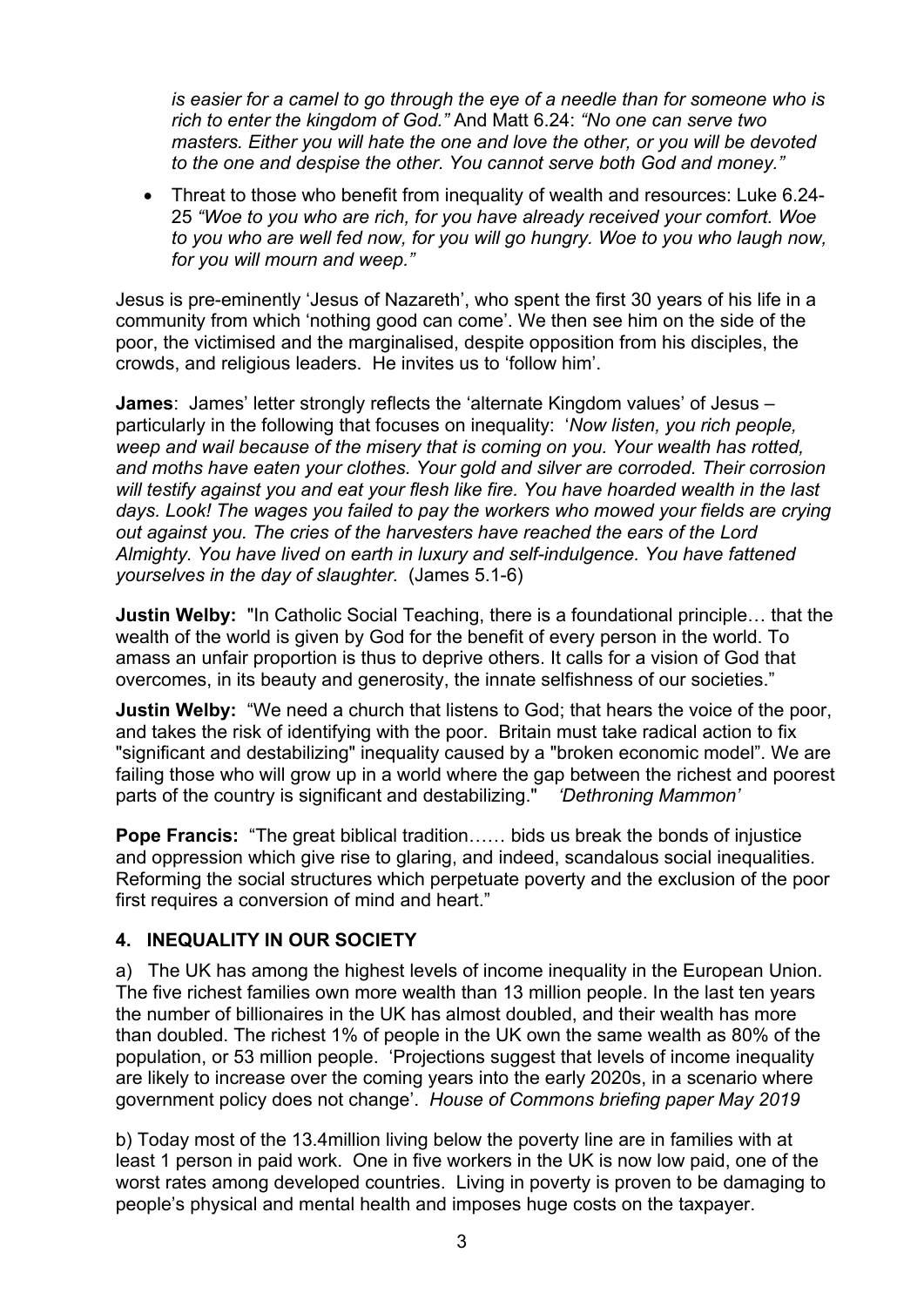*is easier for a camel to go through the eye of a needle than for someone who is rich to enter the kingdom of God."* And Matt 6.24: *"No one can serve two masters. Either you will hate the one and love the other, or you will be devoted to the one and despise the other. You cannot serve both God and money."*

- Threat to those who benefit from inequality of wealth and resources: Luke 6.24-25 *"Woe to you who are rich, for you have already received your comfort. Woe to you who are well fed now, for you will go hungry. Woe to you who laugh now, for you will mourn and weep."*

Jesus is pre-eminently 'Jesus of Nazareth', who spent the first 30 years of his life in a community from which 'nothing good can come'. We then see him on the side of the poor, the victimised and the marginalised, despite opposition from his disciples, the crowds, and religious leaders. He invites us to 'follow him'.

**James**: James' letter strongly reflects the 'alternate Kingdom values' of Jesus – particularly in the following that focuses on inequality: '*Now listen, you rich people, weep and wail because of the misery that is coming on you. Your wealth has rotted, and moths have eaten your clothes. Your gold and silver are corroded. Their corrosion will testify against you and eat your flesh like fire. You have hoarded wealth in the last days. Look! The wages you failed to pay the workers who mowed your fields are crying out against you. The cries of the harvesters have reached the ears of the Lord Almighty. You have lived on earth in luxury and self-indulgence. You have fattened yourselves in the day of slaughter.* (James 5.1-6)

**Justin Welby:** "In Catholic Social Teaching, there is a foundational principle… that the wealth of the world is given by God for the benefit of every person in the world. To amass an unfair proportion is thus to deprive others. It calls for a vision of God that overcomes, in its beauty and generosity, the innate selfishness of our societies."

**Justin Welby:** "We need a church that listens to God; that hears the voice of the poor, and takes the risk of identifying with the poor. Britain must take radical action to fix "significant and destabilizing" inequality caused by a "broken economic model". We are failing those who will grow up in a world where the gap between the richest and poorest parts of the country is significant and destabilizing." *'Dethroning Mammon'*

**Pope Francis:** "The great biblical tradition…… bids us break the bonds of injustice and oppression which give rise to glaring, and indeed, scandalous social inequalities. Reforming the social structures which perpetuate poverty and the exclusion of the poor first requires a conversion of mind and heart."

## 4. INEQUALITY IN OUR SOCIETY

a) The UK has among the highest levels of income inequality in the European Union. The five richest families own more wealth than 13 million people. In the last ten years the number of billionaires in the UK has almost doubled, and their wealth has more than doubled. The richest 1% of people in the UK own the same wealth as 80% of the population, or 53 million people. 'Projections suggest that levels of income inequality are likely to increase over the coming years into the early 2020s, in a scenario where government policy does not change'. *House of Commons briefing paper May 2019*

b) Today most of the 13.4million living below the poverty line are in families with at least 1 person in paid work. One in five workers in the UK is now low paid, one of the worst rates among developed countries. Living in poverty is proven to be damaging to people's physical and mental health and imposes huge costs on the taxpayer.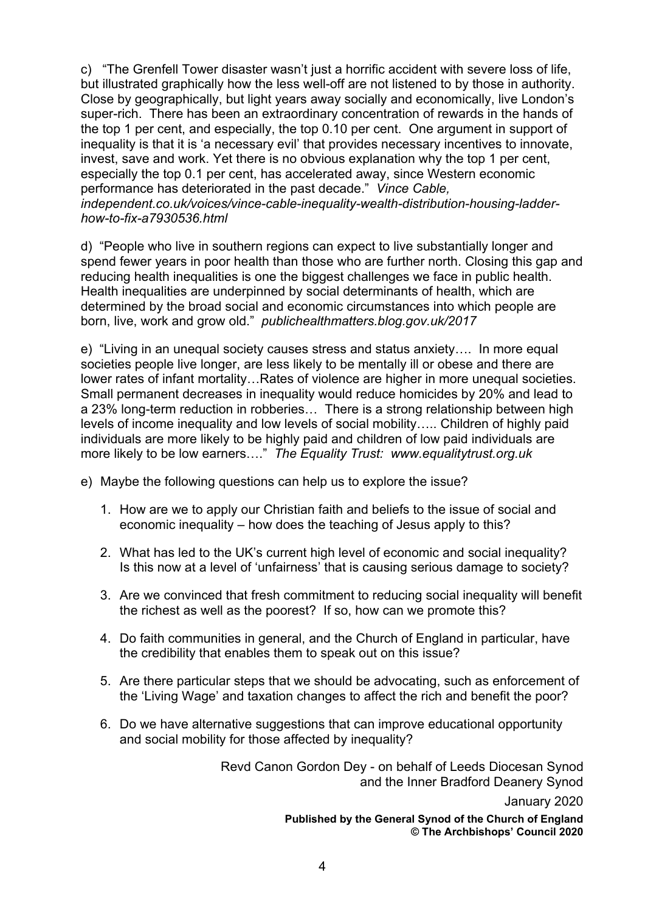c) "The Grenfell Tower disaster wasn't just a horrific accident with severe loss of life, but illustrated graphically how the less well-off are not listened to by those in authority. Close by geographically, but light years away socially and economically, live London's super-rich. There has been an extraordinary concentration of rewards in the hands of the top 1 per cent, and especially, the top 0.10 per cent. One argument in support of inequality is that it is 'a necessary evil' that provides necessary incentives to innovate, invest, save and work. Yet there is no obvious explanation why the top 1 per cent, especially the top 0.1 per cent, has accelerated away, since Western economic performance has deteriorated in the past decade." *Vince Cable, independent.co.uk/voices/vince-cable-inequality-wealth-distribution-housing-ladder-how-to-fix-a7930536.html*

d) "People who live in southern regions can expect to live substantially longer and spend fewer years in poor health than those who are further north. Closing this gap and reducing health inequalities is one the biggest challenges we face in public health. Health inequalities are underpinned by social determinants of health, which are determined by the broad social and economic circumstances into which people are born, live, work and grow old." *publichealthmatters.blog.gov.uk/2017*

e) "Living in an unequal society causes stress and status anxiety…. In more equal societies people live longer, are less likely to be mentally ill or obese and there are lower rates of infant mortality…Rates of violence are higher in more unequal societies. Small permanent decreases in inequality would reduce homicides by 20% and lead to a 23% long-term reduction in robberies… There is a strong relationship between high levels of income inequality and low levels of social mobility….. Children of highly paid individuals are more likely to be highly paid and children of low paid individuals are more likely to be low earners…." *The Equality Trust: www.equalitytrust.org.uk*

e) Maybe the following questions can help us to explore the issue?

1. How are we to apply our Christian faith and beliefs to the issue of social and economic inequality – how does the teaching of Jesus apply to this?
2. What has led to the UK's current high level of economic and social inequality? Is this now at a level of 'unfairness' that is causing serious damage to society?
3. Are we convinced that fresh commitment to reducing social inequality will benefit the richest as well as the poorest? If so, how can we promote this?
4. Do faith communities in general, and the Church of England in particular, have the credibility that enables them to speak out on this issue?
5. Are there particular steps that we should be advocating, such as enforcement of the 'Living Wage' and taxation changes to affect the rich and benefit the poor?
6. Do we have alternative suggestions that can improve educational opportunity and social mobility for those affected by inequality?

Revd Canon Gordon Dey - on behalf of Leeds Diocesan Synod and the Inner Bradford Deanery Synod

January 2020

**Published by the General Synod of the Church of England**
**© The Archbishops' Council 2020**